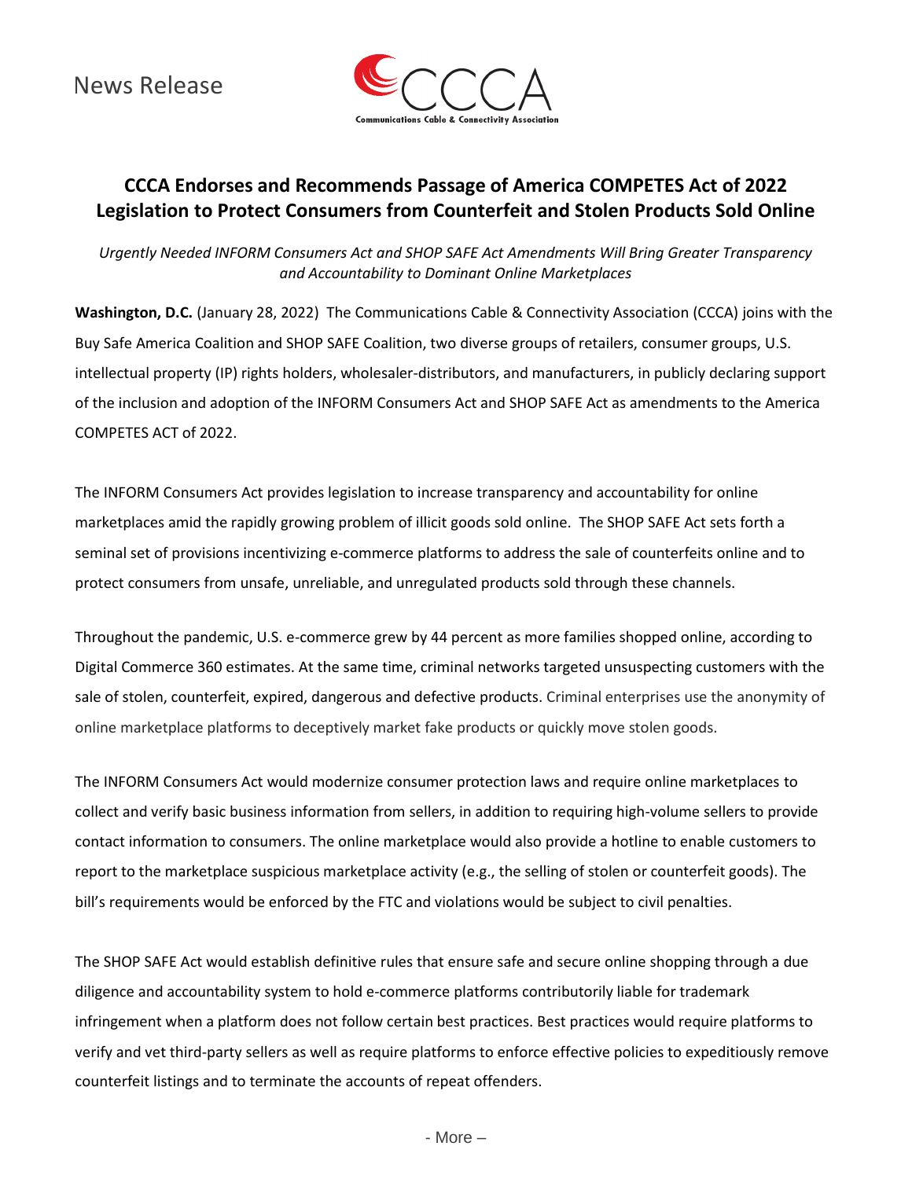News Release

CCCA
Communications Cable & Connectivity Association

# CCCA Endorses and Recommends Passage of America COMPETES Act of 2022 Legislation to Protect Consumers from Counterfeit and Stolen Products Sold Online

*Urgently Needed INFORM Consumers Act and SHOP SAFE Act Amendments Will Bring Greater Transparency and Accountability to Dominant Online Marketplaces*

**Washington, D.C.** (January 28, 2022) The Communications Cable & Connectivity Association (CCCA) joins with the Buy Safe America Coalition and SHOP SAFE Coalition, two diverse groups of retailers, consumer groups, U.S. intellectual property (IP) rights holders, wholesaler-distributors, and manufacturers, in publicly declaring support of the inclusion and adoption of the INFORM Consumers Act and SHOP SAFE Act as amendments to the America COMPETES ACT of 2022.

The INFORM Consumers Act provides legislation to increase transparency and accountability for online marketplaces amid the rapidly growing problem of illicit goods sold online. The SHOP SAFE Act sets forth a seminal set of provisions incentivizing e-commerce platforms to address the sale of counterfeits online and to protect consumers from unsafe, unreliable, and unregulated products sold through these channels.

Throughout the pandemic, U.S. e-commerce grew by 44 percent as more families shopped online, according to Digital Commerce 360 estimates. At the same time, criminal networks targeted unsuspecting customers with the sale of stolen, counterfeit, expired, dangerous and defective products. Criminal enterprises use the anonymity of online marketplace platforms to deceptively market fake products or quickly move stolen goods.

The INFORM Consumers Act would modernize consumer protection laws and require online marketplaces to collect and verify basic business information from sellers, in addition to requiring high-volume sellers to provide contact information to consumers. The online marketplace would also provide a hotline to enable customers to report to the marketplace suspicious marketplace activity (e.g., the selling of stolen or counterfeit goods). The bill's requirements would be enforced by the FTC and violations would be subject to civil penalties.

The SHOP SAFE Act would establish definitive rules that ensure safe and secure online shopping through a due diligence and accountability system to hold e-commerce platforms contributorily liable for trademark infringement when a platform does not follow certain best practices. Best practices would require platforms to verify and vet third-party sellers as well as require platforms to enforce effective policies to expeditiously remove counterfeit listings and to terminate the accounts of repeat offenders.

- More –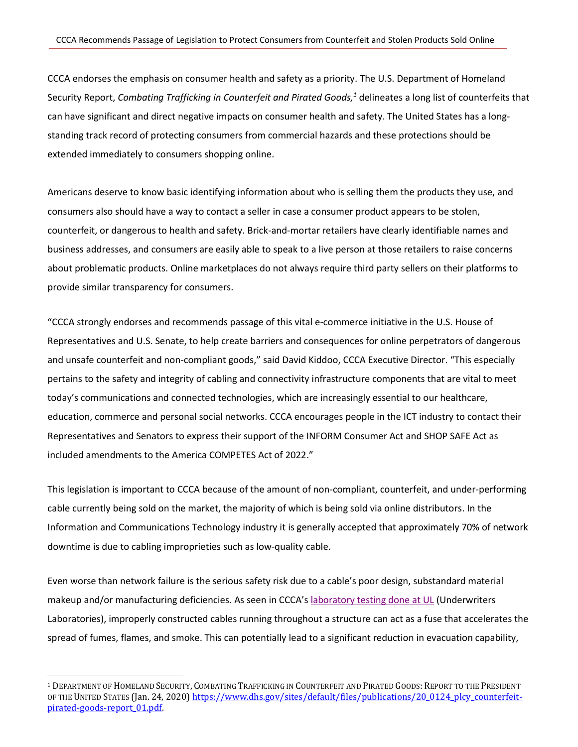CCCA endorses the emphasis on consumer health and safety as a priority. The U.S. Department of Homeland Security Report, *Combating Trafficking in Counterfeit and Pirated Goods,*[1] delineates a long list of counterfeits that can have significant and direct negative impacts on consumer health and safety. The United States has a long-standing track record of protecting consumers from commercial hazards and these protections should be extended immediately to consumers shopping online.

Americans deserve to know basic identifying information about who is selling them the products they use, and consumers also should have a way to contact a seller in case a consumer product appears to be stolen, counterfeit, or dangerous to health and safety. Brick-and-mortar retailers have clearly identifiable names and business addresses, and consumers are easily able to speak to a live person at those retailers to raise concerns about problematic products. Online marketplaces do not always require third party sellers on their platforms to provide similar transparency for consumers.

"CCCA strongly endorses and recommends passage of this vital e-commerce initiative in the U.S. House of Representatives and U.S. Senate, to help create barriers and consequences for online perpetrators of dangerous and unsafe counterfeit and non-compliant goods," said David Kiddoo, CCCA Executive Director. "This especially pertains to the safety and integrity of cabling and connectivity infrastructure components that are vital to meet today's communications and connected technologies, which are increasingly essential to our healthcare, education, commerce and personal social networks. CCCA encourages people in the ICT industry to contact their Representatives and Senators to express their support of the INFORM Consumer Act and SHOP SAFE Act as included amendments to the America COMPETES Act of 2022."

This legislation is important to CCCA because of the amount of non-compliant, counterfeit, and under-performing cable currently being sold on the market, the majority of which is being sold via online distributors. In the Information and Communications Technology industry it is generally accepted that approximately 70% of network downtime is due to cabling improprieties such as low-quality cable.

Even worse than network failure is the serious safety risk due to a cable's poor design, substandard material makeup and/or manufacturing deficiencies. As seen in CCCA's [laboratory testing done at UL] (Underwriters Laboratories), improperly constructed cables running throughout a structure can act as a fuse that accelerates the spread of fumes, flames, and smoke. This can potentially lead to a significant reduction in evacuation capability,

---

[1] Department of Homeland Security, Combating Trafficking in Counterfeit and Pirated Goods: Report to the President of the United States (Jan. 24, 2020) https://www.dhs.gov/sites/default/files/publications/20_0124_plcy_counterfeit-pirated-goods-report_01.pdf.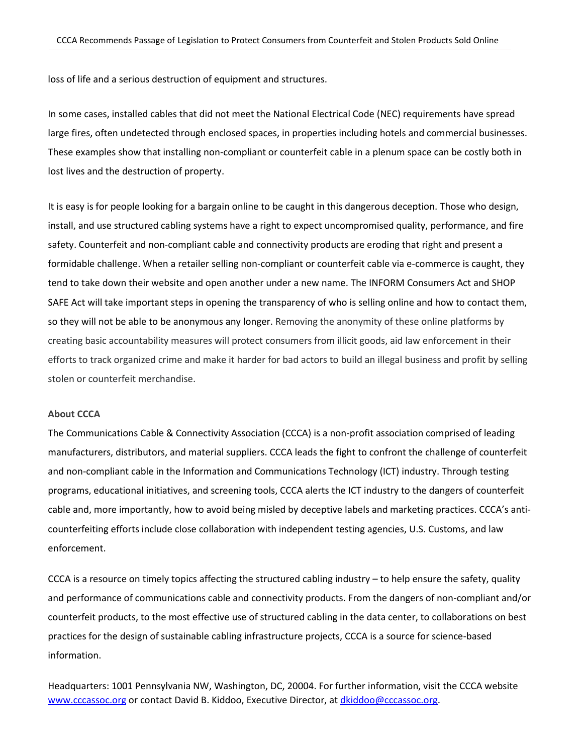loss of life and a serious destruction of equipment and structures.

In some cases, installed cables that did not meet the National Electrical Code (NEC) requirements have spread large fires, often undetected through enclosed spaces, in properties including hotels and commercial businesses. These examples show that installing non-compliant or counterfeit cable in a plenum space can be costly both in lost lives and the destruction of property.

It is easy is for people looking for a bargain online to be caught in this dangerous deception. Those who design, install, and use structured cabling systems have a right to expect uncompromised quality, performance, and fire safety. Counterfeit and non-compliant cable and connectivity products are eroding that right and present a formidable challenge. When a retailer selling non-compliant or counterfeit cable via e-commerce is caught, they tend to take down their website and open another under a new name. The INFORM Consumers Act and SHOP SAFE Act will take important steps in opening the transparency of who is selling online and how to contact them, so they will not be able to be anonymous any longer. Removing the anonymity of these online platforms by creating basic accountability measures will protect consumers from illicit goods, aid law enforcement in their efforts to track organized crime and make it harder for bad actors to build an illegal business and profit by selling stolen or counterfeit merchandise.

**About CCCA**

The Communications Cable & Connectivity Association (CCCA) is a non-profit association comprised of leading manufacturers, distributors, and material suppliers. CCCA leads the fight to confront the challenge of counterfeit and non-compliant cable in the Information and Communications Technology (ICT) industry. Through testing programs, educational initiatives, and screening tools, CCCA alerts the ICT industry to the dangers of counterfeit cable and, more importantly, how to avoid being misled by deceptive labels and marketing practices. CCCA's anti-counterfeiting efforts include close collaboration with independent testing agencies, U.S. Customs, and law enforcement.

CCCA is a resource on timely topics affecting the structured cabling industry – to help ensure the safety, quality and performance of communications cable and connectivity products. From the dangers of non-compliant and/or counterfeit products, to the most effective use of structured cabling in the data center, to collaborations on best practices for the design of sustainable cabling infrastructure projects, CCCA is a source for science-based information.

Headquarters: 1001 Pennsylvania NW, Washington, DC, 20004. For further information, visit the CCCA website [www.cccassoc.org](http://www.cccassoc.org) or contact David B. Kiddoo, Executive Director, at [dkiddoo@cccassoc.org](mailto:dkiddoo@cccassoc.org).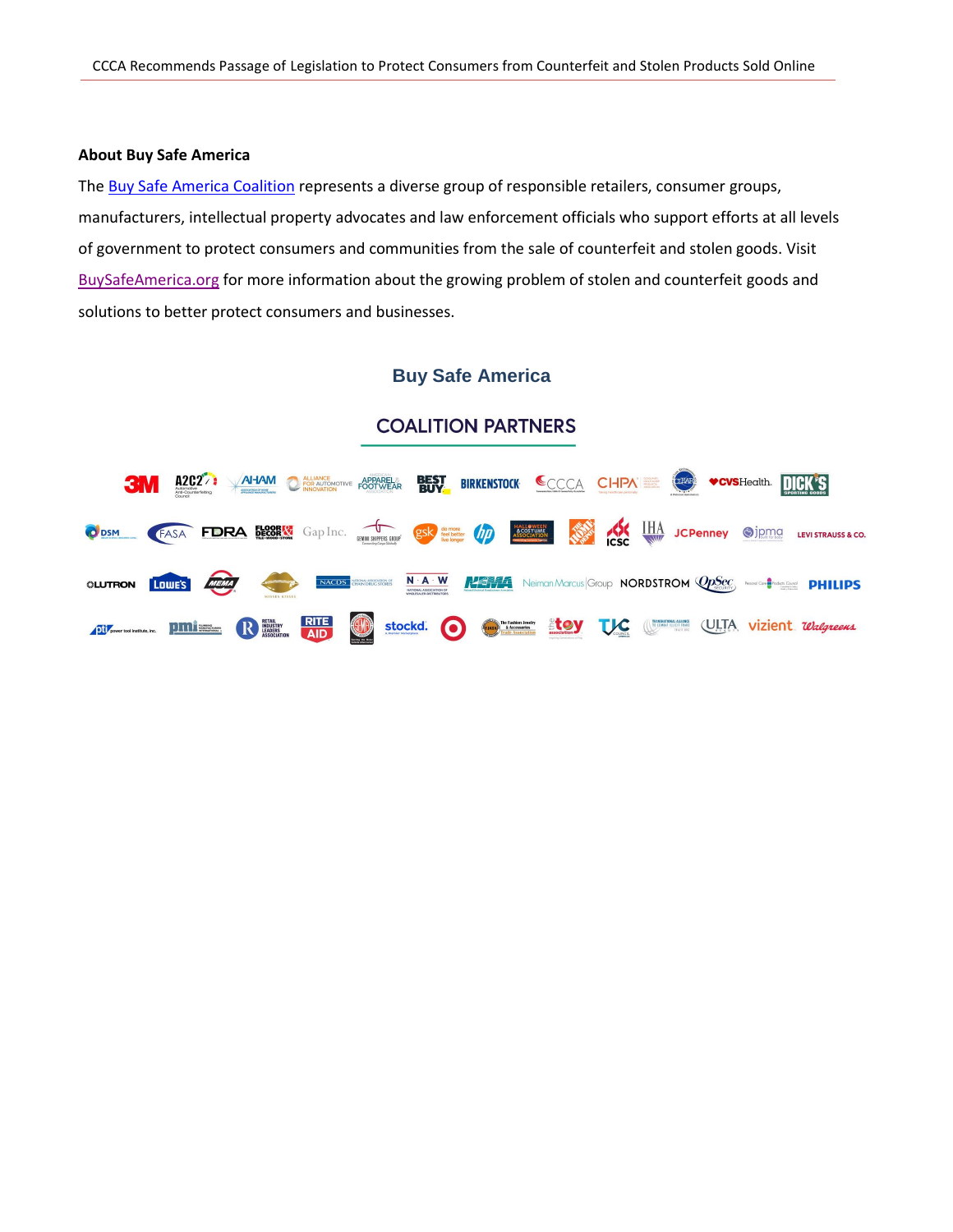**About Buy Safe America**

The Buy Safe America Coalition represents a diverse group of responsible retailers, consumer groups, manufacturers, intellectual property advocates and law enforcement officials who support efforts at all levels of government to protect consumers and communities from the sale of counterfeit and stolen goods. Visit BuySafeAmerica.org for more information about the growing problem of stolen and counterfeit goods and solutions to better protect consumers and businesses.

## Buy Safe America

## COALITION PARTNERS